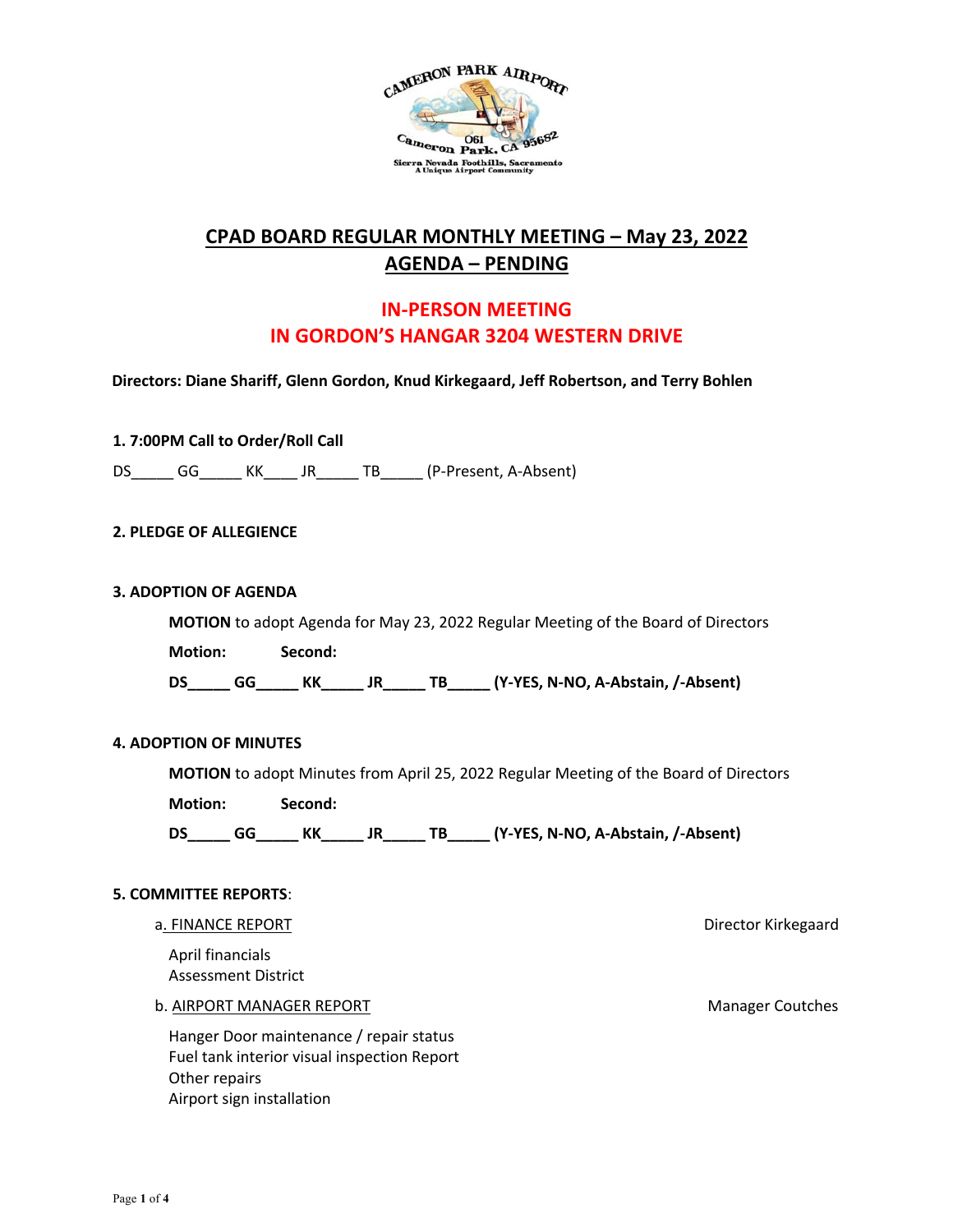# CPAD BOARD REGULAR MONTHLY MEETING – May 23, 2022
## AGENDA – PENDING

## IN-PERSON MEETING
## IN GORDON'S HANGAR 3204 WESTERN DRIVE

**Directors: Diane Shariff, Glenn Gordon, Knud Kirkegaard, Jeff Robertson, and Terry Bohlen**

**1. 7:00PM Call to Order/Roll Call**

DS_____ GG_____ KK____ JR_____ TB_____ (P-Present, A-Absent)

**2. PLEDGE OF ALLEGIENCE**

**3. ADOPTION OF AGENDA**

**MOTION** to adopt Agenda for May 23, 2022 Regular Meeting of the Board of Directors

**Motion:** **Second:**

**DS_____ GG_____ KK_____ JR_____ TB_____ (Y-YES, N-NO, A-Abstain, /-Absent)**

**4. ADOPTION OF MINUTES**

**MOTION** to adopt Minutes from April 25, 2022 Regular Meeting of the Board of Directors

**Motion:** **Second:**

**DS_____ GG_____ KK_____ JR_____ TB_____ (Y-YES, N-NO, A-Abstain, /-Absent)**

**5. COMMITTEE REPORTS**:

a. FINANCE REPORT — Director Kirkegaard

April financials
Assessment District

b. AIRPORT MANAGER REPORT — Manager Coutches

Hanger Door maintenance / repair status
Fuel tank interior visual inspection Report
Other repairs
Airport sign installation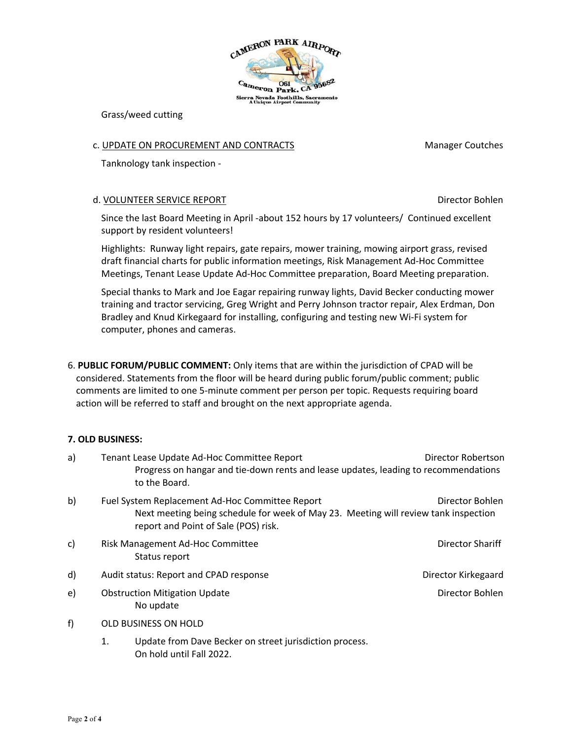Grass/weed cutting

c. UPDATE ON PROCUREMENT AND CONTRACTS — Manager Coutches

Tanknology tank inspection -

d. VOLUNTEER SERVICE REPORT — Director Bohlen

Since the last Board Meeting in April -about 152 hours by 17 volunteers/ Continued excellent support by resident volunteers!

Highlights: Runway light repairs, gate repairs, mower training, mowing airport grass, revised draft financial charts for public information meetings, Risk Management Ad-Hoc Committee Meetings, Tenant Lease Update Ad-Hoc Committee preparation, Board Meeting preparation.

Special thanks to Mark and Joe Eagar repairing runway lights, David Becker conducting mower training and tractor servicing, Greg Wright and Perry Johnson tractor repair, Alex Erdman, Don Bradley and Knud Kirkegaard for installing, configuring and testing new Wi-Fi system for computer, phones and cameras.

6. **PUBLIC FORUM/PUBLIC COMMENT:** Only items that are within the jurisdiction of CPAD will be considered. Statements from the floor will be heard during public forum/public comment; public comments are limited to one 5-minute comment per person per topic. Requests requiring board action will be referred to staff and brought on the next appropriate agenda.

**7. OLD BUSINESS:**

a) Tenant Lease Update Ad-Hoc Committee Report — Director Robertson
   Progress on hangar and tie-down rents and lease updates, leading to recommendations to the Board.

b) Fuel System Replacement Ad-Hoc Committee Report — Director Bohlen
   Next meeting being schedule for week of May 23. Meeting will review tank inspection report and Point of Sale (POS) risk.

c) Risk Management Ad-Hoc Committee — Director Shariff
   Status report

d) Audit status: Report and CPAD response — Director Kirkegaard

e) Obstruction Mitigation Update — Director Bohlen
   No update

f) OLD BUSINESS ON HOLD

   1. Update from Dave Becker on street jurisdiction process.
      On hold until Fall 2022.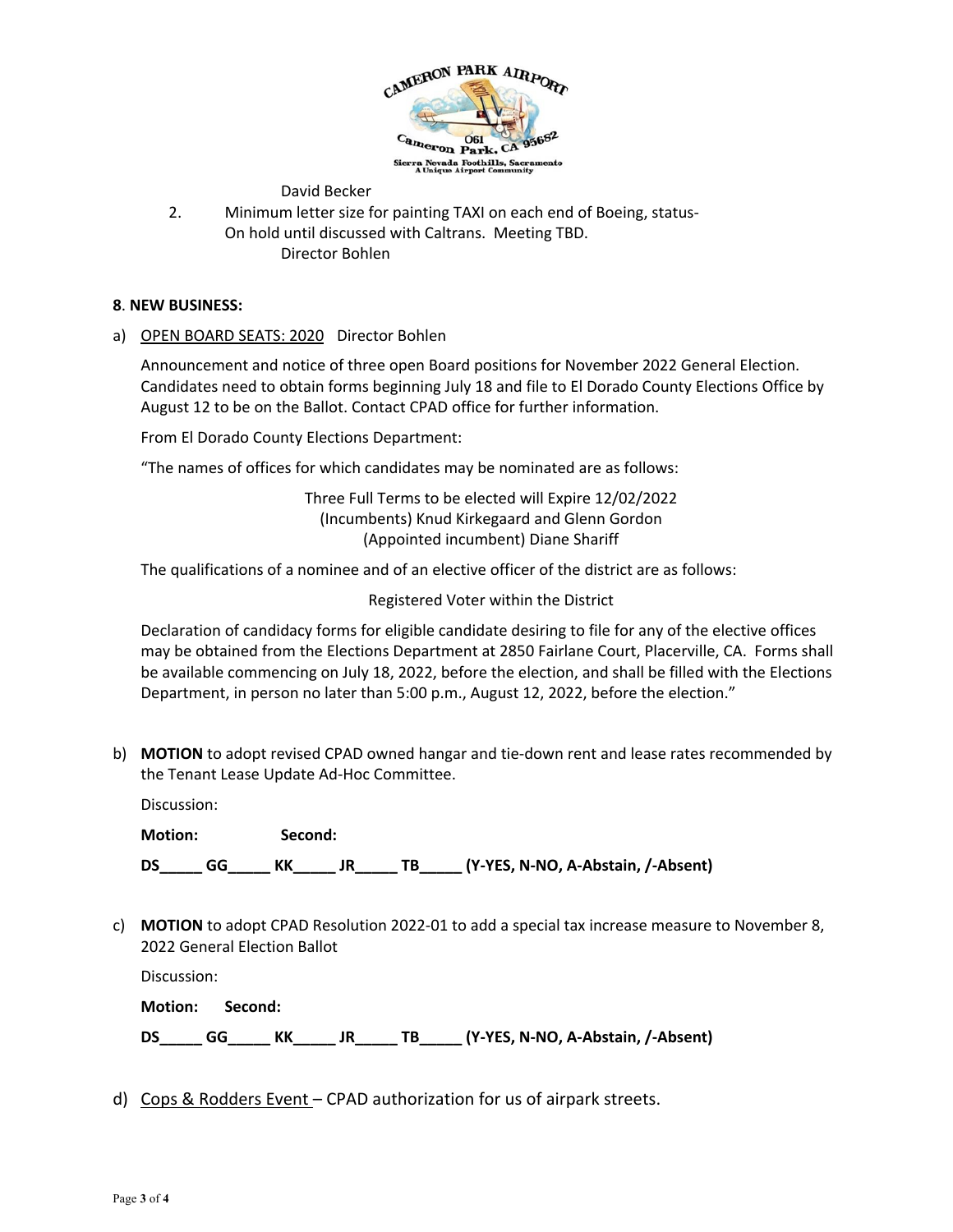David Becker

2. Minimum letter size for painting TAXI on each end of Boeing, status- On hold until discussed with Caltrans. Meeting TBD.
   Director Bohlen

**8. NEW BUSINESS:**

a) OPEN BOARD SEATS: 2020 Director Bohlen

Announcement and notice of three open Board positions for November 2022 General Election. Candidates need to obtain forms beginning July 18 and file to El Dorado County Elections Office by August 12 to be on the Ballot. Contact CPAD office for further information.

From El Dorado County Elections Department:

"The names of offices for which candidates may be nominated are as follows:

Three Full Terms to be elected will Expire 12/02/2022
(Incumbents) Knud Kirkegaard and Glenn Gordon
(Appointed incumbent) Diane Shariff

The qualifications of a nominee and of an elective officer of the district are as follows:

Registered Voter within the District

Declaration of candidacy forms for eligible candidate desiring to file for any of the elective offices may be obtained from the Elections Department at 2850 Fairlane Court, Placerville, CA. Forms shall be available commencing on July 18, 2022, before the election, and shall be filled with the Elections Department, in person no later than 5:00 p.m., August 12, 2022, before the election."

b) **MOTION** to adopt revised CPAD owned hangar and tie-down rent and lease rates recommended by the Tenant Lease Update Ad-Hoc Committee.

Discussion:

**Motion:** **Second:**

**DS_____ GG_____ KK_____ JR_____ TB_____ (Y-YES, N-NO, A-Abstain, /-Absent)**

c) **MOTION** to adopt CPAD Resolution 2022-01 to add a special tax increase measure to November 8, 2022 General Election Ballot

Discussion:

**Motion:** **Second:**

**DS_____ GG_____ KK_____ JR_____ TB_____ (Y-YES, N-NO, A-Abstain, /-Absent)**

d) Cops & Rodders Event – CPAD authorization for us of airpark streets.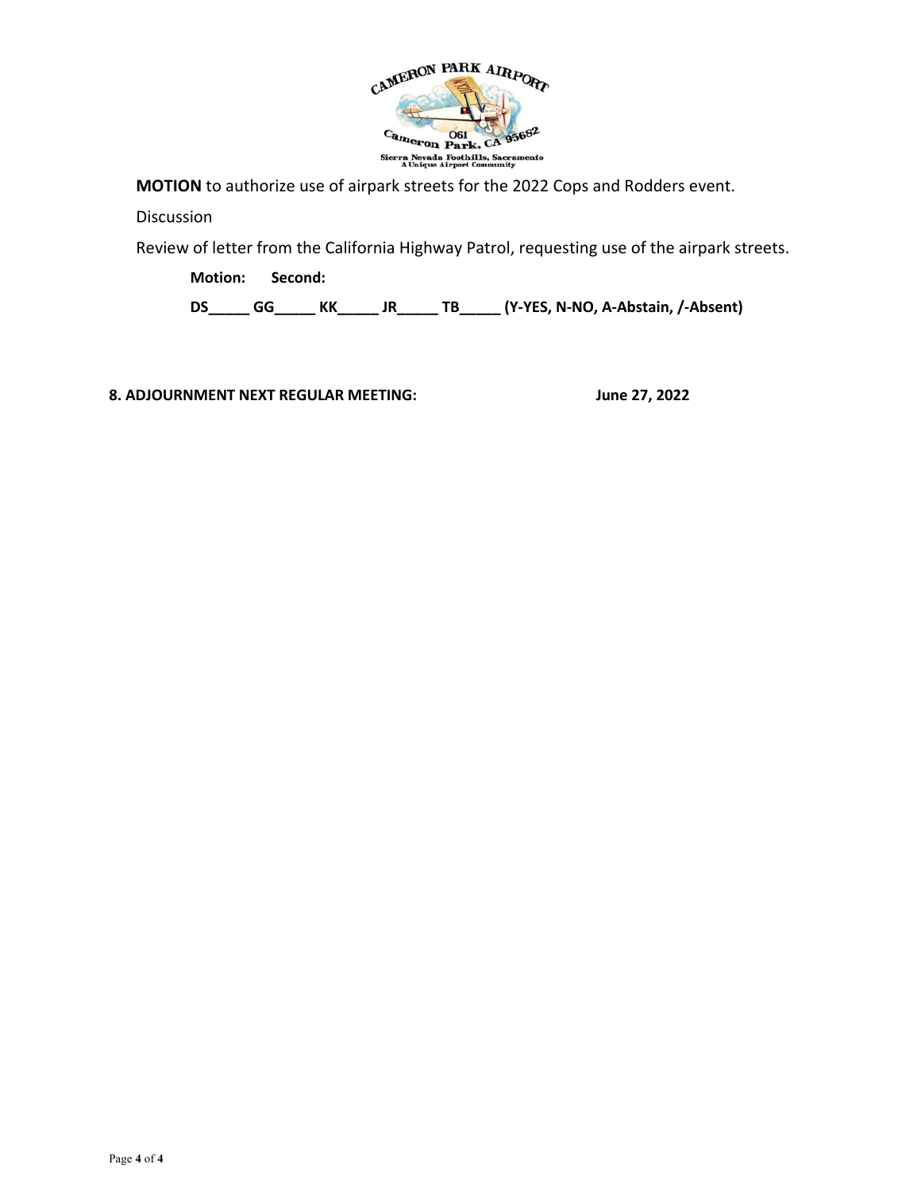**MOTION** to authorize use of airpark streets for the 2022 Cops and Rodders event.

Discussion

Review of letter from the California Highway Patrol, requesting use of the airpark streets.

**Motion: Second:**

**DS_____ GG_____ KK_____ JR_____ TB_____ (Y-YES, N-NO, A-Abstain, /-Absent)**

**8. ADJOURNMENT NEXT REGULAR MEETING: June 27, 2022**